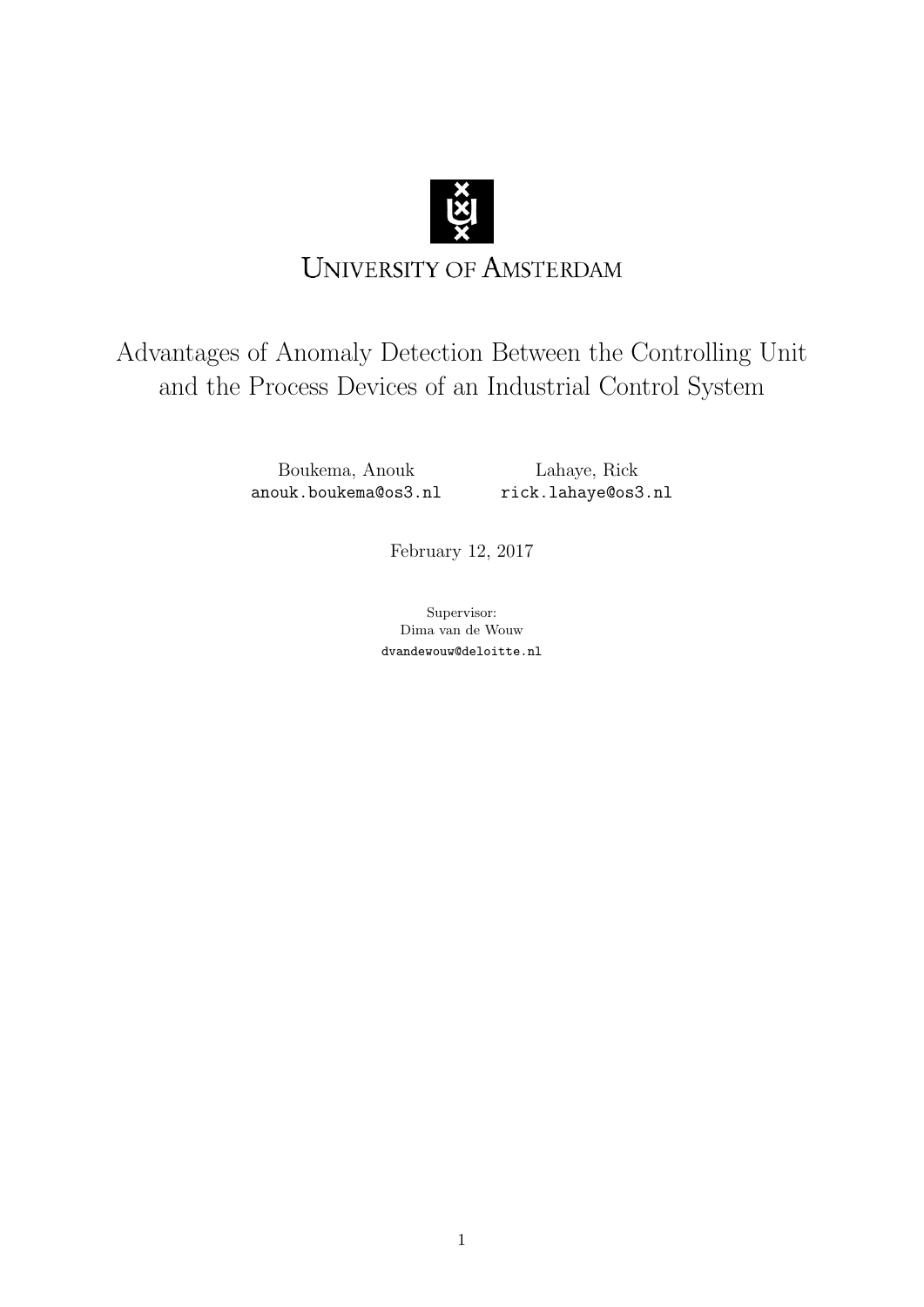UNIVERSITY OF AMSTERDAM

# Advantages of Anomaly Detection Between the Controlling Unit and the Process Devices of an Industrial Control System

Boukema, Anouk
anouk.boukema@os3.nl

Lahaye, Rick
rick.lahaye@os3.nl

February 12, 2017

Supervisor:
Dima van de Wouw
dvandewouw@deloitte.nl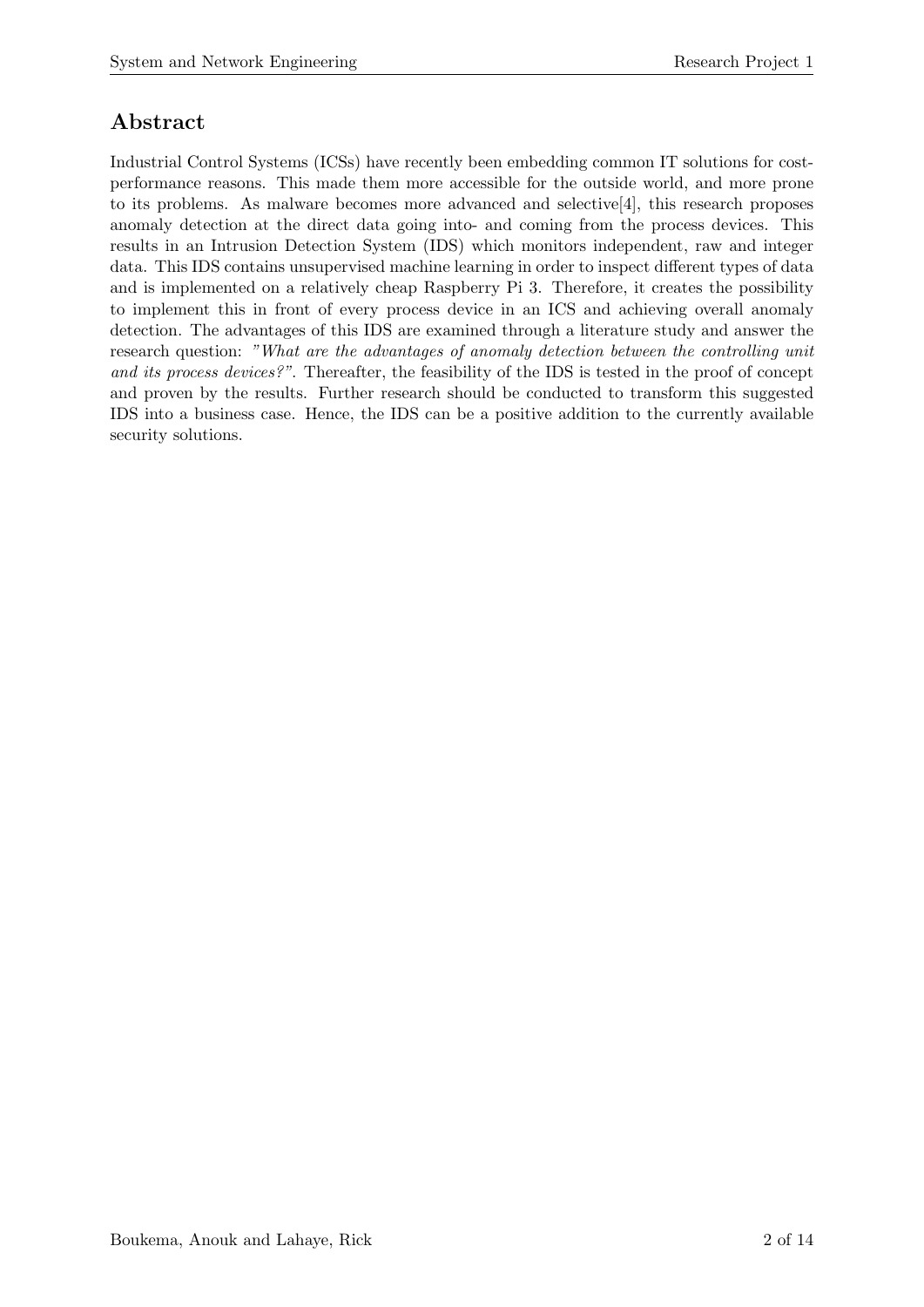## Abstract

Industrial Control Systems (ICSs) have recently been embedding common IT solutions for cost-performance reasons. This made them more accessible for the outside world, and more prone to its problems. As malware becomes more advanced and selective[4], this research proposes anomaly detection at the direct data going into- and coming from the process devices. This results in an Intrusion Detection System (IDS) which monitors independent, raw and integer data. This IDS contains unsupervised machine learning in order to inspect different types of data and is implemented on a relatively cheap Raspberry Pi 3. Therefore, it creates the possibility to implement this in front of every process device in an ICS and achieving overall anomaly detection. The advantages of this IDS are examined through a literature study and answer the research question: *"What are the advantages of anomaly detection between the controlling unit and its process devices?"*. Thereafter, the feasibility of the IDS is tested in the proof of concept and proven by the results. Further research should be conducted to transform this suggested IDS into a business case. Hence, the IDS can be a positive addition to the currently available security solutions.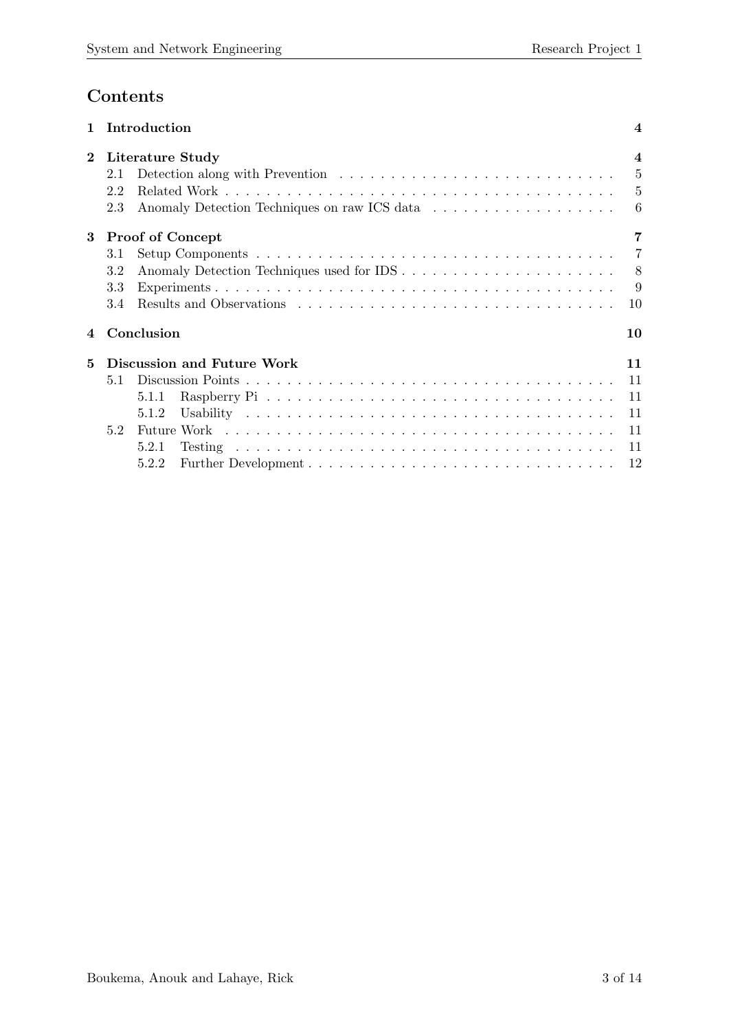# Contents

| | | |
|---|---|---|
| **1** | **Introduction** | **4** |
| **2** | **Literature Study** | **4** |
| | 2.1 Detection along with Prevention | 5 |
| | 2.2 Related Work | 5 |
| | 2.3 Anomaly Detection Techniques on raw ICS data | 6 |
| **3** | **Proof of Concept** | **7** |
| | 3.1 Setup Components | 7 |
| | 3.2 Anomaly Detection Techniques used for IDS | 8 |
| | 3.3 Experiments | 9 |
| | 3.4 Results and Observations | 10 |
| **4** | **Conclusion** | **10** |
| **5** | **Discussion and Future Work** | **11** |
| | 5.1 Discussion Points | 11 |
| | 5.1.1 Raspberry Pi | 11 |
| | 5.1.2 Usability | 11 |
| | 5.2 Future Work | 11 |
| | 5.2.1 Testing | 11 |
| | 5.2.2 Further Development | 12 |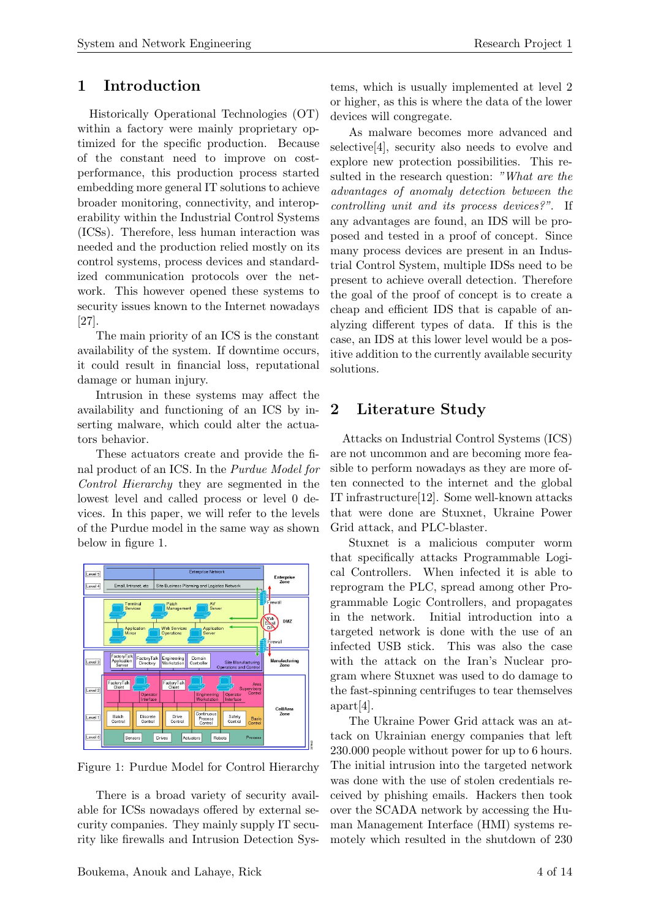## 1 Introduction

Historically Operational Technologies (OT) within a factory were mainly proprietary optimized for the specific production. Because of the constant need to improve on cost-performance, this production process started embedding more general IT solutions to achieve broader monitoring, connectivity, and interoperability within the Industrial Control Systems (ICSs). Therefore, less human interaction was needed and the production relied mostly on its control systems, process devices and standardized communication protocols over the network. This however opened these systems to security issues known to the Internet nowadays [27].

The main priority of an ICS is the constant availability of the system. If downtime occurs, it could result in financial loss, reputational damage or human injury.

Intrusion in these systems may affect the availability and functioning of an ICS by inserting malware, which could alter the actuators behavior.

These actuators create and provide the final product of an ICS. In the *Purdue Model for Control Hierarchy* they are segmented in the lowest level and called process or level 0 devices. In this paper, we will refer to the levels of the Purdue model in the same way as shown below in figure 1.

Figure 1: Purdue Model for Control Hierarchy

There is a broad variety of security available for ICSs nowadays offered by external security companies. They mainly supply IT security like firewalls and Intrusion Detection Systems, which is usually implemented at level 2 or higher, as this is where the data of the lower devices will congregate.

As malware becomes more advanced and selective[4], security also needs to evolve and explore new protection possibilities. This resulted in the research question: *"What are the advantages of anomaly detection between the controlling unit and its process devices?"*. If any advantages are found, an IDS will be proposed and tested in a proof of concept. Since many process devices are present in an Industrial Control System, multiple IDSs need to be present to achieve overall detection. Therefore the goal of the proof of concept is to create a cheap and efficient IDS that is capable of analyzing different types of data. If this is the case, an IDS at this lower level would be a positive addition to the currently available security solutions.

## 2 Literature Study

Attacks on Industrial Control Systems (ICS) are not uncommon and are becoming more feasible to perform nowadays as they are more often connected to the internet and the global IT infrastructure[12]. Some well-known attacks that were done are Stuxnet, Ukraine Power Grid attack, and PLC-blaster.

Stuxnet is a malicious computer worm that specifically attacks Programmable Logical Controllers. When infected it is able to reprogram the PLC, spread among other Programmable Logic Controllers, and propagates in the network. Initial introduction into a targeted network is done with the use of an infected USB stick. This was also the case with the attack on the Iran's Nuclear program where Stuxnet was used to do damage to the fast-spinning centrifuges to tear themselves apart[4].

The Ukraine Power Grid attack was an attack on Ukrainian energy companies that left 230.000 people without power for up to 6 hours. The initial intrusion into the targeted network was done with the use of stolen credentials received by phishing emails. Hackers then took over the SCADA network by accessing the Human Management Interface (HMI) systems remotely which resulted in the shutdown of 230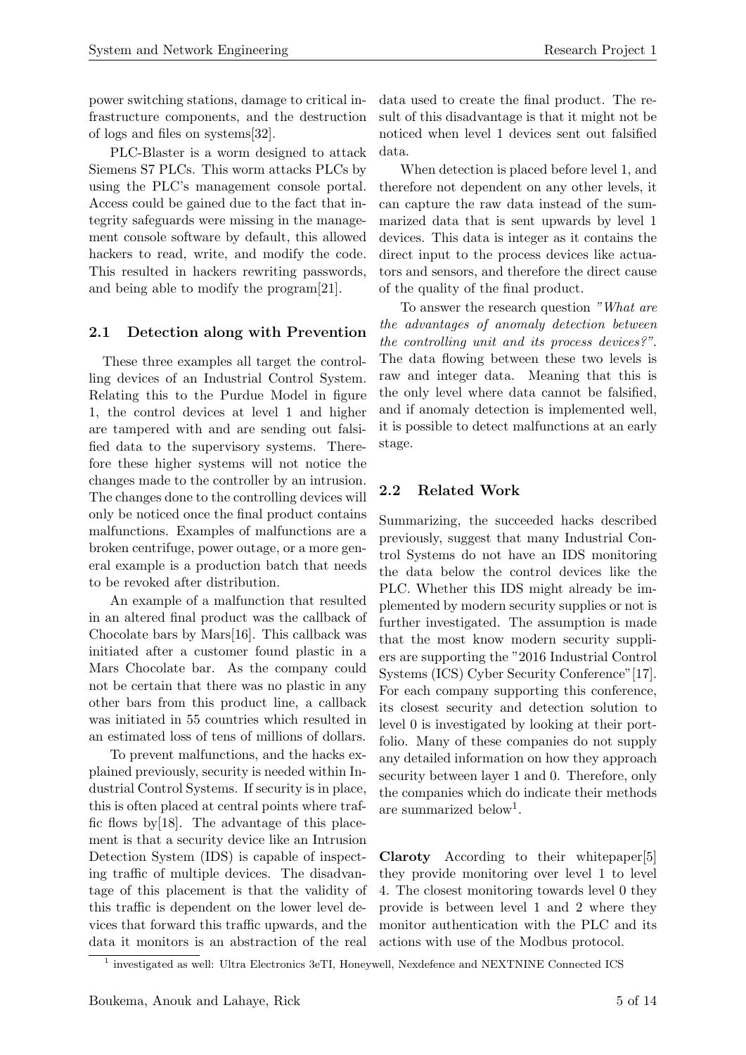power switching stations, damage to critical infrastructure components, and the destruction of logs and files on systems[32].

PLC-Blaster is a worm designed to attack Siemens S7 PLCs. This worm attacks PLCs by using the PLC's management console portal. Access could be gained due to the fact that integrity safeguards were missing in the management console software by default, this allowed hackers to read, write, and modify the code. This resulted in hackers rewriting passwords, and being able to modify the program[21].

## 2.1 Detection along with Prevention

These three examples all target the controlling devices of an Industrial Control System. Relating this to the Purdue Model in figure 1, the control devices at level 1 and higher are tampered with and are sending out falsified data to the supervisory systems. Therefore these higher systems will not notice the changes made to the controller by an intrusion. The changes done to the controlling devices will only be noticed once the final product contains malfunctions. Examples of malfunctions are a broken centrifuge, power outage, or a more general example is a production batch that needs to be revoked after distribution.

An example of a malfunction that resulted in an altered final product was the callback of Chocolate bars by Mars[16]. This callback was initiated after a customer found plastic in a Mars Chocolate bar. As the company could not be certain that there was no plastic in any other bars from this product line, a callback was initiated in 55 countries which resulted in an estimated loss of tens of millions of dollars.

To prevent malfunctions, and the hacks explained previously, security is needed within Industrial Control Systems. If security is in place, this is often placed at central points where traffic flows by[18]. The advantage of this placement is that a security device like an Intrusion Detection System (IDS) is capable of inspecting traffic of multiple devices. The disadvantage of this placement is that the validity of this traffic is dependent on the lower level devices that forward this traffic upwards, and the data it monitors is an abstraction of the real data used to create the final product. The result of this disadvantage is that it might not be noticed when level 1 devices sent out falsified data.

When detection is placed before level 1, and therefore not dependent on any other levels, it can capture the raw data instead of the summarized data that is sent upwards by level 1 devices. This data is integer as it contains the direct input to the process devices like actuators and sensors, and therefore the direct cause of the quality of the final product.

To answer the research question *"What are the advantages of anomaly detection between the controlling unit and its process devices?"*. The data flowing between these two levels is raw and integer data. Meaning that this is the only level where data cannot be falsified, and if anomaly detection is implemented well, it is possible to detect malfunctions at an early stage.

## 2.2 Related Work

Summarizing, the succeeded hacks described previously, suggest that many Industrial Control Systems do not have an IDS monitoring the data below the control devices like the PLC. Whether this IDS might already be implemented by modern security supplies or not is further investigated. The assumption is made that the most know modern security suppliers are supporting the "2016 Industrial Control Systems (ICS) Cyber Security Conference"[17]. For each company supporting this conference, its closest security and detection solution to level 0 is investigated by looking at their portfolio. Many of these companies do not supply any detailed information on how they approach security between layer 1 and 0. Therefore, only the companies which do indicate their methods are summarized below[1].

**Claroty** According to their whitepaper[5] they provide monitoring over level 1 to level 4. The closest monitoring towards level 0 they provide is between level 1 and 2 where they monitor authentication with the PLC and its actions with use of the Modbus protocol.

[1] investigated as well: Ultra Electronics 3eTI, Honeywell, Nexdefence and NEXTNINE Connected ICS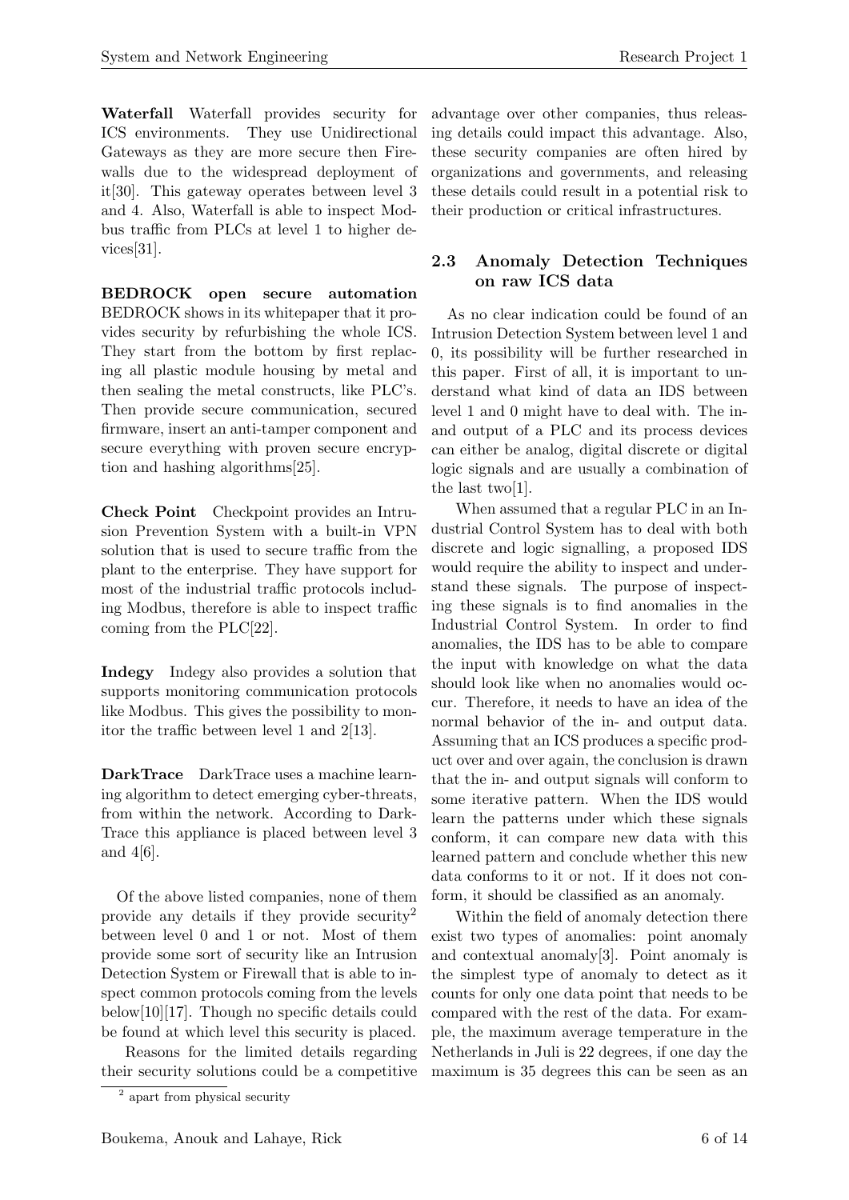**Waterfall** Waterfall provides security for ICS environments. They use Unidirectional Gateways as they are more secure then Firewalls due to the widespread deployment of it[30]. This gateway operates between level 3 and 4. Also, Waterfall is able to inspect Modbus traffic from PLCs at level 1 to higher devices[31].

**BEDROCK open secure automation** BEDROCK shows in its whitepaper that it provides security by refurbishing the whole ICS. They start from the bottom by first replacing all plastic module housing by metal and then sealing the metal constructs, like PLC's. Then provide secure communication, secured firmware, insert an anti-tamper component and secure everything with proven secure encryption and hashing algorithms[25].

**Check Point** Checkpoint provides an Intrusion Prevention System with a built-in VPN solution that is used to secure traffic from the plant to the enterprise. They have support for most of the industrial traffic protocols including Modbus, therefore is able to inspect traffic coming from the PLC[22].

**Indegy** Indegy also provides a solution that supports monitoring communication protocols like Modbus. This gives the possibility to monitor the traffic between level 1 and 2[13].

**DarkTrace** DarkTrace uses a machine learning algorithm to detect emerging cyber-threats, from within the network. According to DarkTrace this appliance is placed between level 3 and 4[6].

Of the above listed companies, none of them provide any details if they provide security[2] between level 0 and 1 or not. Most of them provide some sort of security like an Intrusion Detection System or Firewall that is able to inspect common protocols coming from the levels below[10][17]. Though no specific details could be found at which level this security is placed.

Reasons for the limited details regarding their security solutions could be a competitive advantage over other companies, thus releasing details could impact this advantage. Also, these security companies are often hired by organizations and governments, and releasing these details could result in a potential risk to their production or critical infrastructures.

## 2.3 Anomaly Detection Techniques on raw ICS data

As no clear indication could be found of an Intrusion Detection System between level 1 and 0, its possibility will be further researched in this paper. First of all, it is important to understand what kind of data an IDS between level 1 and 0 might have to deal with. The in- and output of a PLC and its process devices can either be analog, digital discrete or digital logic signals and are usually a combination of the last two[1].

When assumed that a regular PLC in an Industrial Control System has to deal with both discrete and logic signalling, a proposed IDS would require the ability to inspect and understand these signals. The purpose of inspecting these signals is to find anomalies in the Industrial Control System. In order to find anomalies, the IDS has to be able to compare the input with knowledge on what the data should look like when no anomalies would occur. Therefore, it needs to have an idea of the normal behavior of the in- and output data. Assuming that an ICS produces a specific product over and over again, the conclusion is drawn that the in- and output signals will conform to some iterative pattern. When the IDS would learn the patterns under which these signals conform, it can compare new data with this learned pattern and conclude whether this new data conforms to it or not. If it does not conform, it should be classified as an anomaly.

Within the field of anomaly detection there exist two types of anomalies: point anomaly and contextual anomaly[3]. Point anomaly is the simplest type of anomaly to detect as it counts for only one data point that needs to be compared with the rest of the data. For example, the maximum average temperature in the Netherlands in Juli is 22 degrees, if one day the maximum is 35 degrees this can be seen as an

[2] apart from physical security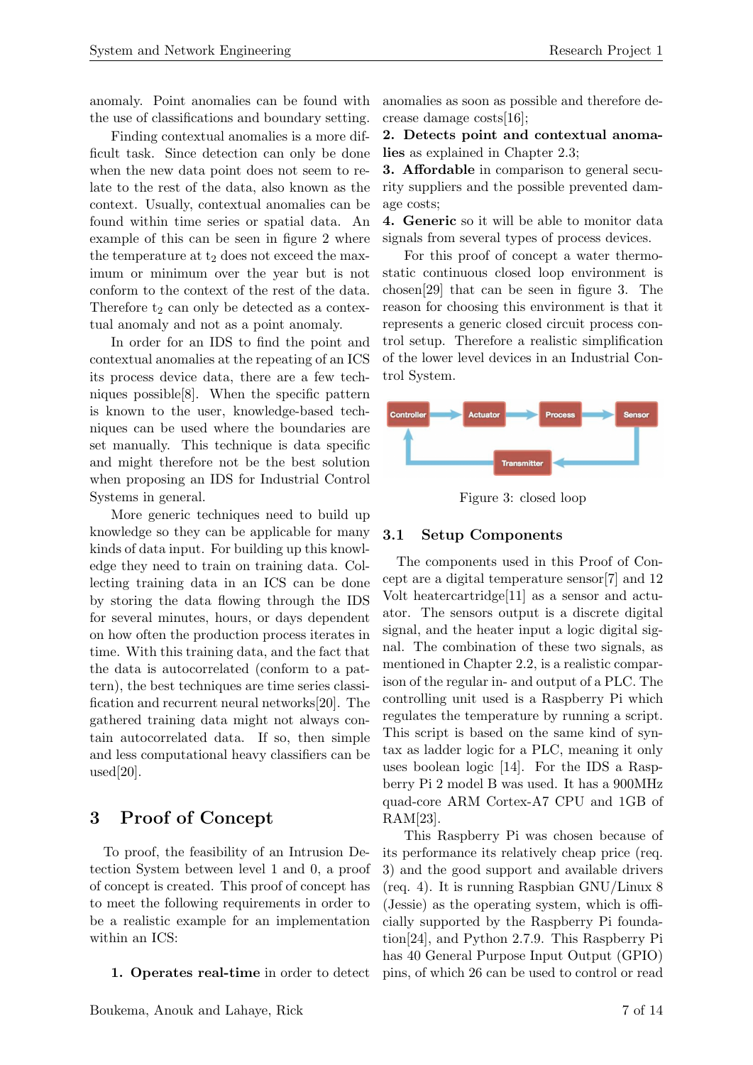anomaly. Point anomalies can be found with the use of classifications and boundary setting.

Finding contextual anomalies is a more difficult task. Since detection can only be done when the new data point does not seem to relate to the rest of the data, also known as the context. Usually, contextual anomalies can be found within time series or spatial data. An example of this can be seen in figure 2 where the temperature at $t_2$ does not exceed the maximum or minimum over the year but is not conform to the context of the rest of the data. Therefore $t_2$ can only be detected as a contextual anomaly and not as a point anomaly.

In order for an IDS to find the point and contextual anomalies at the repeating of an ICS its process device data, there are a few techniques possible[8]. When the specific pattern is known to the user, knowledge-based techniques can be used where the boundaries are set manually. This technique is data specific and might therefore not be the best solution when proposing an IDS for Industrial Control Systems in general.

More generic techniques need to build up knowledge so they can be applicable for many kinds of data input. For building up this knowledge they need to train on training data. Collecting training data in an ICS can be done by storing the data flowing through the IDS for several minutes, hours, or days dependent on how often the production process iterates in time. With this training data, and the fact that the data is autocorrelated (conform to a pattern), the best techniques are time series classification and recurrent neural networks[20]. The gathered training data might not always contain autocorrelated data. If so, then simple and less computational heavy classifiers can be used[20].

# 3 Proof of Concept

To proof, the feasibility of an Intrusion Detection System between level 1 and 0, a proof of concept is created. This proof of concept has to meet the following requirements in order to be a realistic example for an implementation within an ICS:

**1. Operates real-time** in order to detect anomalies as soon as possible and therefore decrease damage costs[16];
**2. Detects point and contextual anomalies** as explained in Chapter 2.3;
**3. Affordable** in comparison to general security suppliers and the possible prevented damage costs;
**4. Generic** so it will be able to monitor data signals from several types of process devices.

For this proof of concept a water thermostatic continuous closed loop environment is chosen[29] that can be seen in figure 3. The reason for choosing this environment is that it represents a generic closed circuit process control setup. Therefore a realistic simplification of the lower level devices in an Industrial Control System.

Figure 3: closed loop

## 3.1 Setup Components

The components used in this Proof of Concept are a digital temperature sensor[7] and 12 Volt heatercartridge[11] as a sensor and actuator. The sensors output is a discrete digital signal, and the heater input a logic digital signal. The combination of these two signals, as mentioned in Chapter 2.2, is a realistic comparison of the regular in- and output of a PLC. The controlling unit used is a Raspberry Pi which regulates the temperature by running a script. This script is based on the same kind of syntax as ladder logic for a PLC, meaning it only uses boolean logic [14]. For the IDS a Raspberry Pi 2 model B was used. It has a 900MHz quad-core ARM Cortex-A7 CPU and 1GB of RAM[23].

This Raspberry Pi was chosen because of its performance its relatively cheap price (req. 3) and the good support and available drivers (req. 4). It is running Raspbian GNU/Linux 8 (Jessie) as the operating system, which is officially supported by the Raspberry Pi foundation[24], and Python 2.7.9. This Raspberry Pi has 40 General Purpose Input Output (GPIO) pins, of which 26 can be used to control or read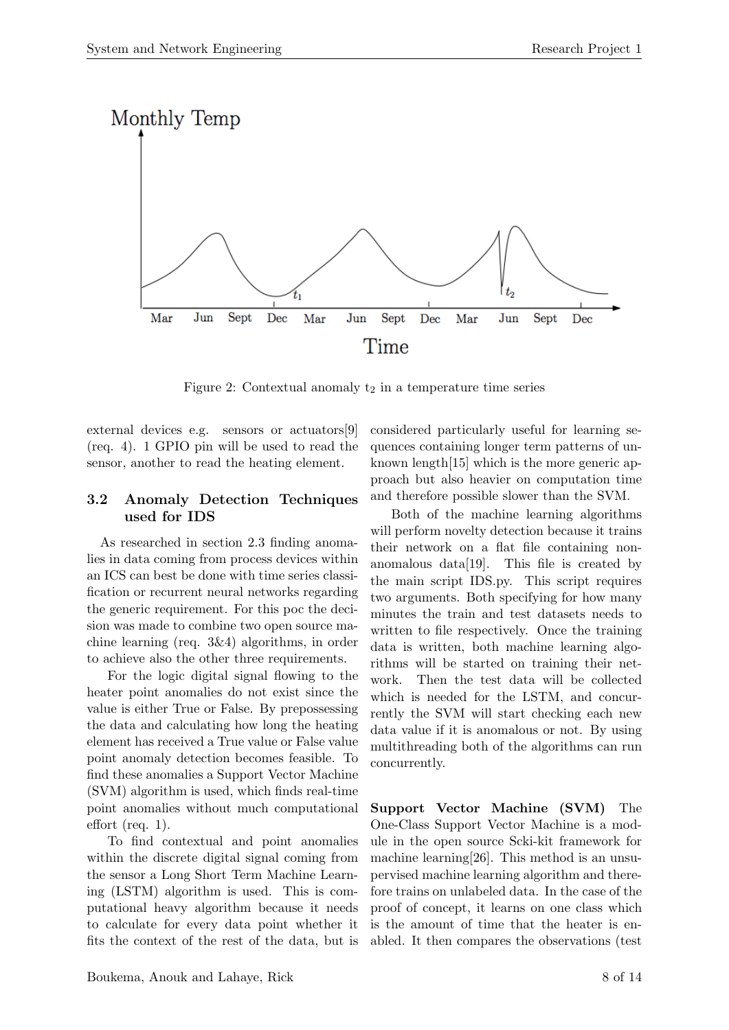Figure 2: Contextual anomaly $t_2$ in a temperature time series

external devices e.g. sensors or actuators[9] (req. 4). 1 GPIO pin will be used to read the sensor, another to read the heating element.

### 3.2 Anomaly Detection Techniques used for IDS

As researched in section 2.3 finding anomalies in data coming from process devices within an ICS can best be done with time series classification or recurrent neural networks regarding the generic requirement. For this poc the decision was made to combine two open source machine learning (req. 3&4) algorithms, in order to achieve also the other three requirements.

For the logic digital signal flowing to the heater point anomalies do not exist since the value is either True or False. By prepossessing the data and calculating how long the heating element has received a True value or False value point anomaly detection becomes feasible. To find these anomalies a Support Vector Machine (SVM) algorithm is used, which finds real-time point anomalies without much computational effort (req. 1).

To find contextual and point anomalies within the discrete digital signal coming from the sensor a Long Short Term Machine Learning (LSTM) algorithm is used. This is computational heavy algorithm because it needs to calculate for every data point whether it fits the context of the rest of the data, but is considered particularly useful for learning sequences containing longer term patterns of unknown length[15] which is the more generic approach but also heavier on computation time and therefore possible slower than the SVM.

Both of the machine learning algorithms will perform novelty detection because it trains their network on a flat file containing non-anomalous data[19]. This file is created by the main script IDS.py. This script requires two arguments. Both specifying for how many minutes the train and test datasets needs to written to file respectively. Once the training data is written, both machine learning algorithms will be started on training their network. Then the test data will be collected which is needed for the LSTM, and concurrently the SVM will start checking each new data value if it is anomalous or not. By using multithreading both of the algorithms can run concurrently.

**Support Vector Machine (SVM)** The One-Class Support Vector Machine is a module in the open source Scki-kit framework for machine learning[26]. This method is an unsupervised machine learning algorithm and therefore trains on unlabeled data. In the case of the proof of concept, it learns on one class which is the amount of time that the heater is enabled. It then compares the observations (test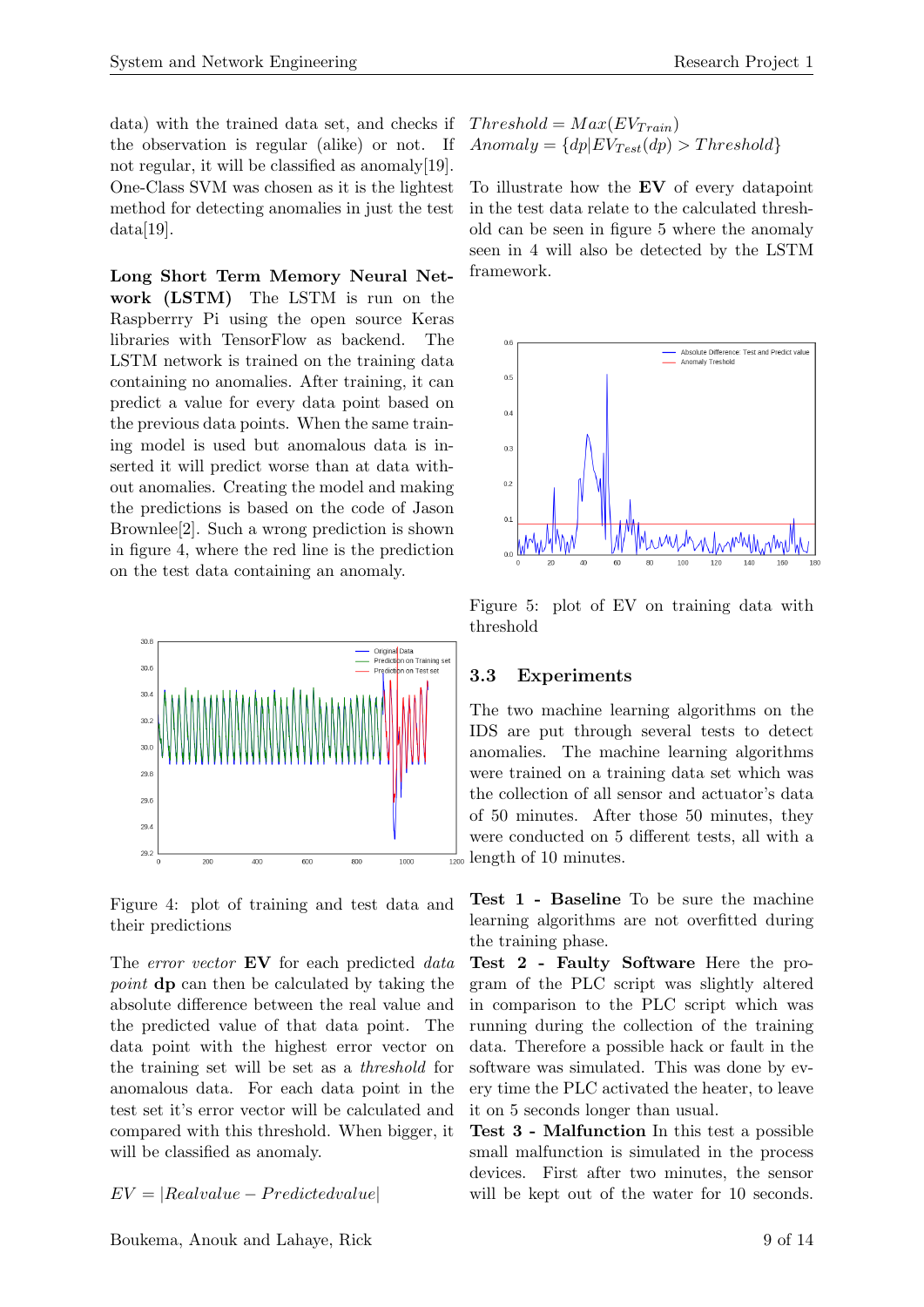data) with the trained data set, and checks if the observation is regular (alike) or not. If not regular, it will be classified as anomaly[19]. One-Class SVM was chosen as it is the lightest method for detecting anomalies in just the test data[19].

**Long Short Term Memory Neural Network (LSTM)** The LSTM is run on the Raspberrry Pi using the open source Keras libraries with TensorFlow as backend. The LSTM network is trained on the training data containing no anomalies. After training, it can predict a value for every data point based on the previous data points. When the same training model is used but anomalous data is inserted it will predict worse than at data without anomalies. Creating the model and making the predictions is based on the code of Jason Brownlee[2]. Such a wrong prediction is shown in figure 4, where the red line is the prediction on the test data containing an anomaly.

Figure 4: plot of training and test data and their predictions

The *error vector* **EV** for each predicted *data point* **dp** can then be calculated by taking the absolute difference between the real value and the predicted value of that data point. The data point with the highest error vector on the training set will be set as a *threshold* for anomalous data. For each data point in the test set it's error vector will be calculated and compared with this threshold. When bigger, it will be classified as anomaly.

$$EV = |Realvalue - Predictedvalue|$$

$$Threshold = Max(EV_{Train})$$
$$Anomaly = \{dp|EV_{Test}(dp) > Threshold\}$$

To illustrate how the **EV** of every datapoint in the test data relate to the calculated threshold can be seen in figure 5 where the anomaly seen in 4 will also be detected by the LSTM framework.

Figure 5: plot of EV on training data with threshold

### 3.3 Experiments

The two machine learning algorithms on the IDS are put through several tests to detect anomalies. The machine learning algorithms were trained on a training data set which was the collection of all sensor and actuator's data of 50 minutes. After those 50 minutes, they were conducted on 5 different tests, all with a length of 10 minutes.

**Test 1 - Baseline** To be sure the machine learning algorithms are not overfitted during the training phase.

**Test 2 - Faulty Software** Here the program of the PLC script was slightly altered in comparison to the PLC script which was running during the collection of the training data. Therefore a possible hack or fault in the software was simulated. This was done by every time the PLC activated the heater, to leave it on 5 seconds longer than usual.

**Test 3 - Malfunction** In this test a possible small malfunction is simulated in the process devices. First after two minutes, the sensor will be kept out of the water for 10 seconds.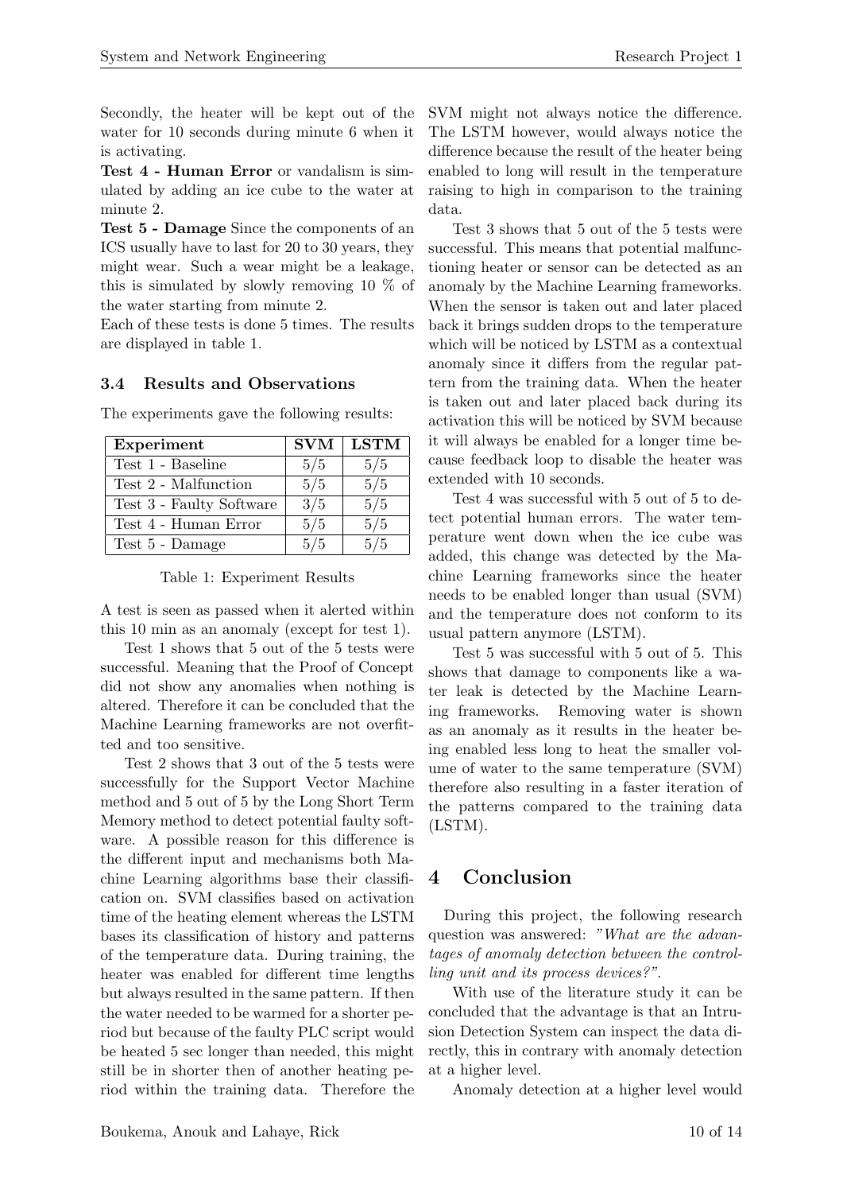Secondly, the heater will be kept out of the water for 10 seconds during minute 6 when it is activating.

**Test 4 - Human Error** or vandalism is simulated by adding an ice cube to the water at minute 2.

**Test 5 - Damage** Since the components of an ICS usually have to last for 20 to 30 years, they might wear. Such a wear might be a leakage, this is simulated by slowly removing 10 % of the water starting from minute 2.

Each of these tests is done 5 times. The results are displayed in table 1.

### 3.4 Results and Observations

The experiments gave the following results:

| Experiment | SVM | LSTM |
|---|---|---|
| Test 1 - Baseline | 5/5 | 5/5 |
| Test 2 - Malfunction | 5/5 | 5/5 |
| Test 3 - Faulty Software | 3/5 | 5/5 |
| Test 4 - Human Error | 5/5 | 5/5 |
| Test 5 - Damage | 5/5 | 5/5 |

Table 1: Experiment Results

A test is seen as passed when it alerted within this 10 min as an anomaly (except for test 1).

Test 1 shows that 5 out of the 5 tests were successful. Meaning that the Proof of Concept did not show any anomalies when nothing is altered. Therefore it can be concluded that the Machine Learning frameworks are not overfitted and too sensitive.

Test 2 shows that 3 out of the 5 tests were successfully for the Support Vector Machine method and 5 out of 5 by the Long Short Term Memory method to detect potential faulty software. A possible reason for this difference is the different input and mechanisms both Machine Learning algorithms base their classification on. SVM classifies based on activation time of the heating element whereas the LSTM bases its classification of history and patterns of the temperature data. During training, the heater was enabled for different time lengths but always resulted in the same pattern. If then the water needed to be warmed for a shorter period but because of the faulty PLC script would be heated 5 sec longer than needed, this might still be in shorter then of another heating period within the training data. Therefore the SVM might not always notice the difference. The LSTM however, would always notice the difference because the result of the heater being enabled to long will result in the temperature raising to high in comparison to the training data.

Test 3 shows that 5 out of the 5 tests were successful. This means that potential malfunctioning heater or sensor can be detected as an anomaly by the Machine Learning frameworks. When the sensor is taken out and later placed back it brings sudden drops to the temperature which will be noticed by LSTM as a contextual anomaly since it differs from the regular pattern from the training data. When the heater is taken out and later placed back during its activation this will be noticed by SVM because it will always be enabled for a longer time because feedback loop to disable the heater was extended with 10 seconds.

Test 4 was successful with 5 out of 5 to detect potential human errors. The water temperature went down when the ice cube was added, this change was detected by the Machine Learning frameworks since the heater needs to be enabled longer than usual (SVM) and the temperature does not conform to its usual pattern anymore (LSTM).

Test 5 was successful with 5 out of 5. This shows that damage to components like a water leak is detected by the Machine Learning frameworks. Removing water is shown as an anomaly as it results in the heater being enabled less long to heat the smaller volume of water to the same temperature (SVM) therefore also resulting in a faster iteration of the patterns compared to the training data (LSTM).

## 4 Conclusion

During this project, the following research question was answered: *"What are the advantages of anomaly detection between the controlling unit and its process devices?"*.

With use of the literature study it can be concluded that the advantage is that an Intrusion Detection System can inspect the data directly, this in contrary with anomaly detection at a higher level.

Anomaly detection at a higher level would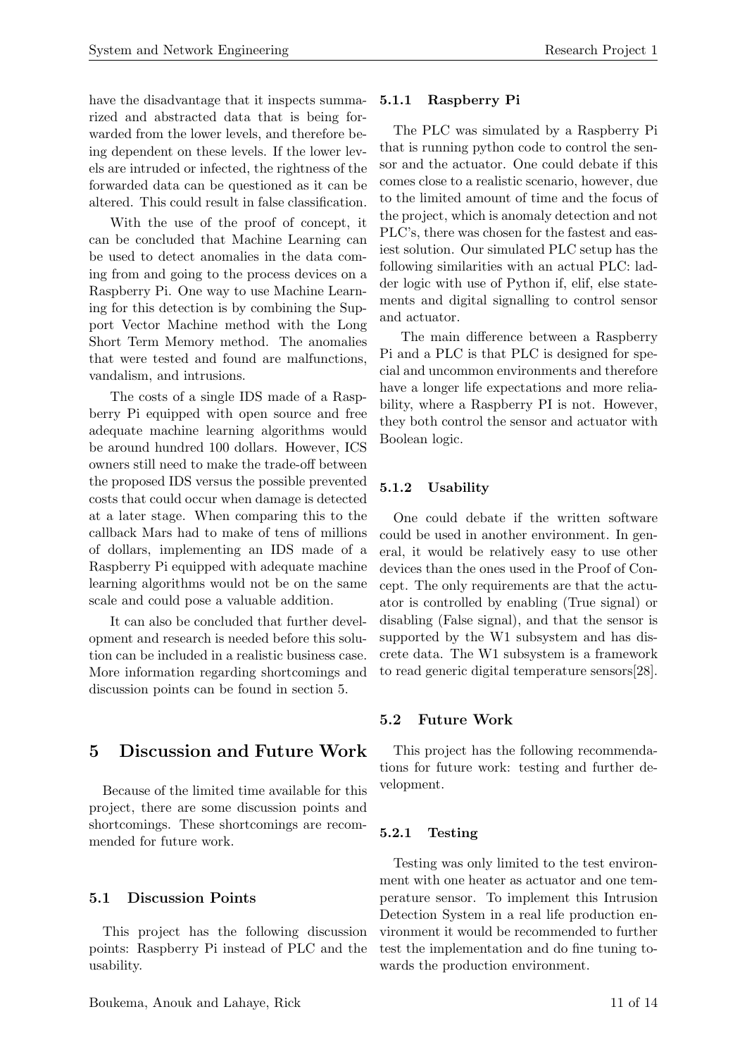have the disadvantage that it inspects summarized and abstracted data that is being forwarded from the lower levels, and therefore being dependent on these levels. If the lower levels are intruded or infected, the rightness of the forwarded data can be questioned as it can be altered. This could result in false classification.

With the use of the proof of concept, it can be concluded that Machine Learning can be used to detect anomalies in the data coming from and going to the process devices on a Raspberry Pi. One way to use Machine Learning for this detection is by combining the Support Vector Machine method with the Long Short Term Memory method. The anomalies that were tested and found are malfunctions, vandalism, and intrusions.

The costs of a single IDS made of a Raspberry Pi equipped with open source and free adequate machine learning algorithms would be around hundred 100 dollars. However, ICS owners still need to make the trade-off between the proposed IDS versus the possible prevented costs that could occur when damage is detected at a later stage. When comparing this to the callback Mars had to make of tens of millions of dollars, implementing an IDS made of a Raspberry Pi equipped with adequate machine learning algorithms would not be on the same scale and could pose a valuable addition.

It can also be concluded that further development and research is needed before this solution can be included in a realistic business case. More information regarding shortcomings and discussion points can be found in section 5.

# 5 Discussion and Future Work

Because of the limited time available for this project, there are some discussion points and shortcomings. These shortcomings are recommended for future work.

## 5.1 Discussion Points

This project has the following discussion points: Raspberry Pi instead of PLC and the usability.

### 5.1.1 Raspberry Pi

The PLC was simulated by a Raspberry Pi that is running python code to control the sensor and the actuator. One could debate if this comes close to a realistic scenario, however, due to the limited amount of time and the focus of the project, which is anomaly detection and not PLC's, there was chosen for the fastest and easiest solution. Our simulated PLC setup has the following similarities with an actual PLC: ladder logic with use of Python if, elif, else statements and digital signalling to control sensor and actuator.

The main difference between a Raspberry Pi and a PLC is that PLC is designed for special and uncommon environments and therefore have a longer life expectations and more reliability, where a Raspberry PI is not. However, they both control the sensor and actuator with Boolean logic.

### 5.1.2 Usability

One could debate if the written software could be used in another environment. In general, it would be relatively easy to use other devices than the ones used in the Proof of Concept. The only requirements are that the actuator is controlled by enabling (True signal) or disabling (False signal), and that the sensor is supported by the W1 subsystem and has discrete data. The W1 subsystem is a framework to read generic digital temperature sensors[28].

## 5.2 Future Work

This project has the following recommendations for future work: testing and further development.

### 5.2.1 Testing

Testing was only limited to the test environment with one heater as actuator and one temperature sensor. To implement this Intrusion Detection System in a real life production environment it would be recommended to further test the implementation and do fine tuning towards the production environment.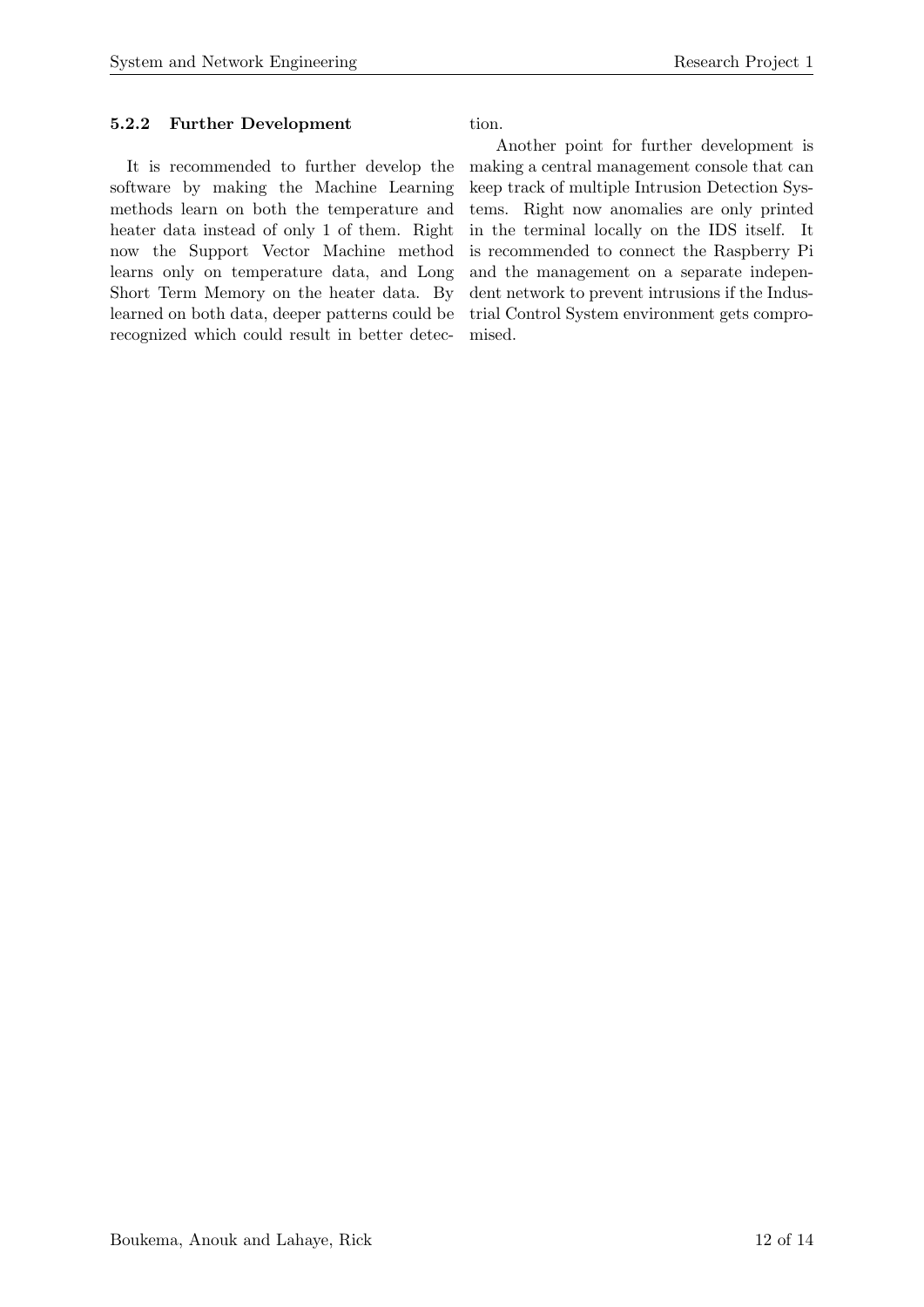#### 5.2.2 Further Development

It is recommended to further develop the software by making the Machine Learning methods learn on both the temperature and heater data instead of only 1 of them. Right now the Support Vector Machine method learns only on temperature data, and Long Short Term Memory on the heater data. By learned on both data, deeper patterns could be recognized which could result in better detection.

Another point for further development is making a central management console that can keep track of multiple Intrusion Detection Systems. Right now anomalies are only printed in the terminal locally on the IDS itself. It is recommended to connect the Raspberry Pi and the management on a separate independent network to prevent intrusions if the Industrial Control System environment gets compromised.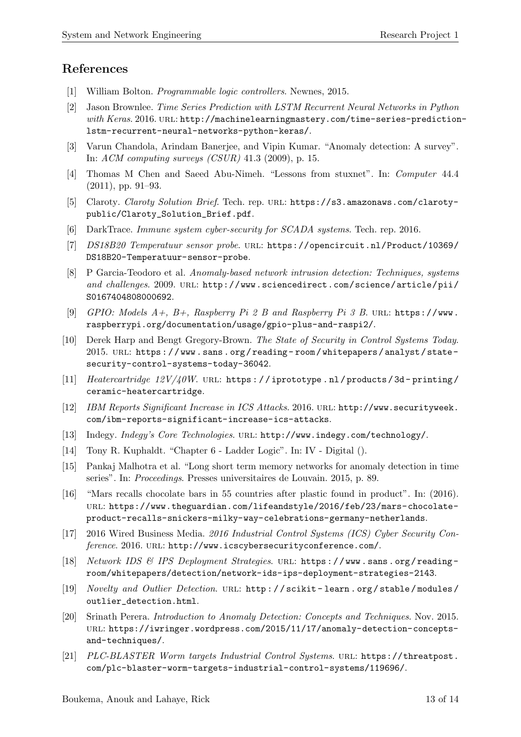## References

[1] William Bolton. *Programmable logic controllers*. Newnes, 2015.

[2] Jason Brownlee. *Time Series Prediction with LSTM Recurrent Neural Networks in Python with Keras*. 2016. URL: http://machinelearningmastery.com/time-series-prediction-lstm-recurrent-neural-networks-python-keras/.

[3] Varun Chandola, Arindam Banerjee, and Vipin Kumar. "Anomaly detection: A survey". In: *ACM computing surveys (CSUR)* 41.3 (2009), p. 15.

[4] Thomas M Chen and Saeed Abu-Nimeh. "Lessons from stuxnet". In: *Computer* 44.4 (2011), pp. 91–93.

[5] Claroty. *Claroty Solution Brief*. Tech. rep. URL: https://s3.amazonaws.com/claroty-public/Claroty_Solution_Brief.pdf.

[6] DarkTrace. *Immune system cyber-security for SCADA systems*. Tech. rep. 2016.

[7] *DS18B20 Temperatuur sensor probe*. URL: https://opencircuit.nl/Product/10369/DS18B20-Temperatuur-sensor-probe.

[8] P Garcia-Teodoro et al. *Anomaly-based network intrusion detection: Techniques, systems and challenges*. 2009. URL: http://www.sciencedirect.com/science/article/pii/S0167404808000692.

[9] *GPIO: Models A+, B+, Raspberry Pi 2 B and Raspberry Pi 3 B*. URL: https://www.raspberrypi.org/documentation/usage/gpio-plus-and-raspi2/.

[10] Derek Harp and Bengt Gregory-Brown. *The State of Security in Control Systems Today*. 2015. URL: https://www.sans.org/reading-room/whitepapers/analyst/state-security-control-systems-today-36042.

[11] *Heatercartridge 12V/40W*. URL: https://iprototype.nl/products/3d-printing/ceramic-heatercartridge.

[12] *IBM Reports Significant Increase in ICS Attacks*. 2016. URL: http://www.securityweek.com/ibm-reports-significant-increase-ics-attacks.

[13] Indegy. *Indegy's Core Technologies*. URL: http://www.indegy.com/technology/.

[14] Tony R. Kuphaldt. "Chapter 6 - Ladder Logic". In: IV - Digital ().

[15] Pankaj Malhotra et al. "Long short term memory networks for anomaly detection in time series". In: *Proceedings*. Presses universitaires de Louvain. 2015, p. 89.

[16] "Mars recalls chocolate bars in 55 countries after plastic found in product". In: (2016). URL: https://www.theguardian.com/lifeandstyle/2016/feb/23/mars-chocolate-product-recalls-snickers-milky-way-celebrations-germany-netherlands.

[17] 2016 Wired Business Media. *2016 Industrial Control Systems (ICS) Cyber Security Conference*. 2016. URL: http://www.icscybersecurityconference.com/.

[18] *Network IDS & IPS Deployment Strategies*. URL: https://www.sans.org/reading-room/whitepapers/detection/network-ids-ips-deployment-strategies-2143.

[19] *Novelty and Outlier Detection*. URL: http://scikit-learn.org/stable/modules/outlier_detection.html.

[20] Srinath Perera. *Introduction to Anomaly Detection: Concepts and Techniques*. Nov. 2015. URL: https://iwringer.wordpress.com/2015/11/17/anomaly-detection-concepts-and-techniques/.

[21] *PLC-BLASTER Worm targets Industrial Control Systems*. URL: https://threatpost.com/plc-blaster-worm-targets-industrial-control-systems/119696/.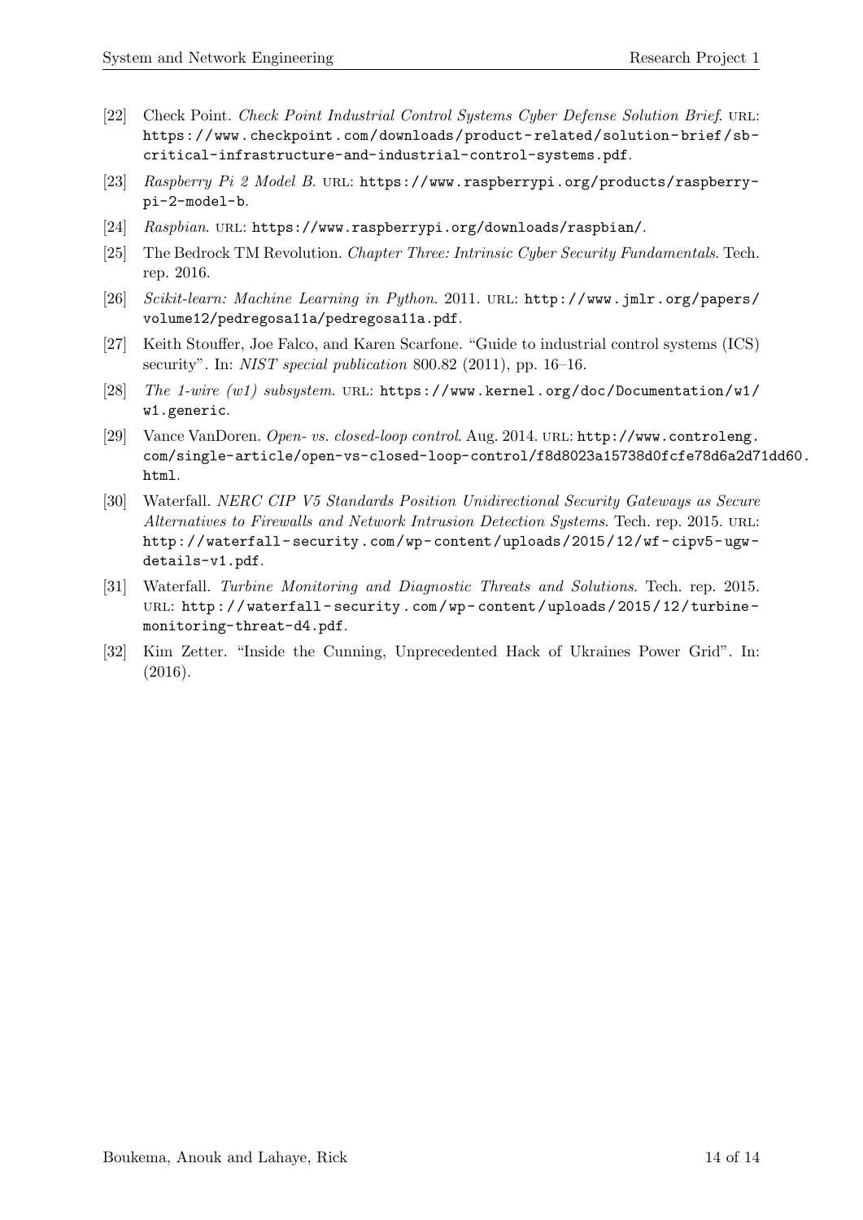[22] Check Point. *Check Point Industrial Control Systems Cyber Defense Solution Brief*. URL: https://www.checkpoint.com/downloads/product-related/solution-brief/sb-critical-infrastructure-and-industrial-control-systems.pdf.

[23] *Raspberry Pi 2 Model B*. URL: https://www.raspberrypi.org/products/raspberry-pi-2-model-b.

[24] *Raspbian*. URL: https://www.raspberrypi.org/downloads/raspbian/.

[25] The Bedrock TM Revolution. *Chapter Three: Intrinsic Cyber Security Fundamentals*. Tech. rep. 2016.

[26] *Scikit-learn: Machine Learning in Python*. 2011. URL: http://www.jmlr.org/papers/volume12/pedregosa11a/pedregosa11a.pdf.

[27] Keith Stouffer, Joe Falco, and Karen Scarfone. "Guide to industrial control systems (ICS) security". In: *NIST special publication* 800.82 (2011), pp. 16–16.

[28] *The 1-wire (w1) subsystem*. URL: https://www.kernel.org/doc/Documentation/w1/w1.generic.

[29] Vance VanDoren. *Open- vs. closed-loop control*. Aug. 2014. URL: http://www.controleng.com/single-article/open-vs-closed-loop-control/f8d8023a15738d0fcfe78d6a2d71dd60.html.

[30] Waterfall. *NERC CIP V5 Standards Position Unidirectional Security Gateways as Secure Alternatives to Firewalls and Network Intrusion Detection Systems*. Tech. rep. 2015. URL: http://waterfall-security.com/wp-content/uploads/2015/12/wf-cipv5-ugw-details-v1.pdf.

[31] Waterfall. *Turbine Monitoring and Diagnostic Threats and Solutions*. Tech. rep. 2015. URL: http://waterfall-security.com/wp-content/uploads/2015/12/turbine-monitoring-threat-d4.pdf.

[32] Kim Zetter. "Inside the Cunning, Unprecedented Hack of Ukraines Power Grid". In: (2016).